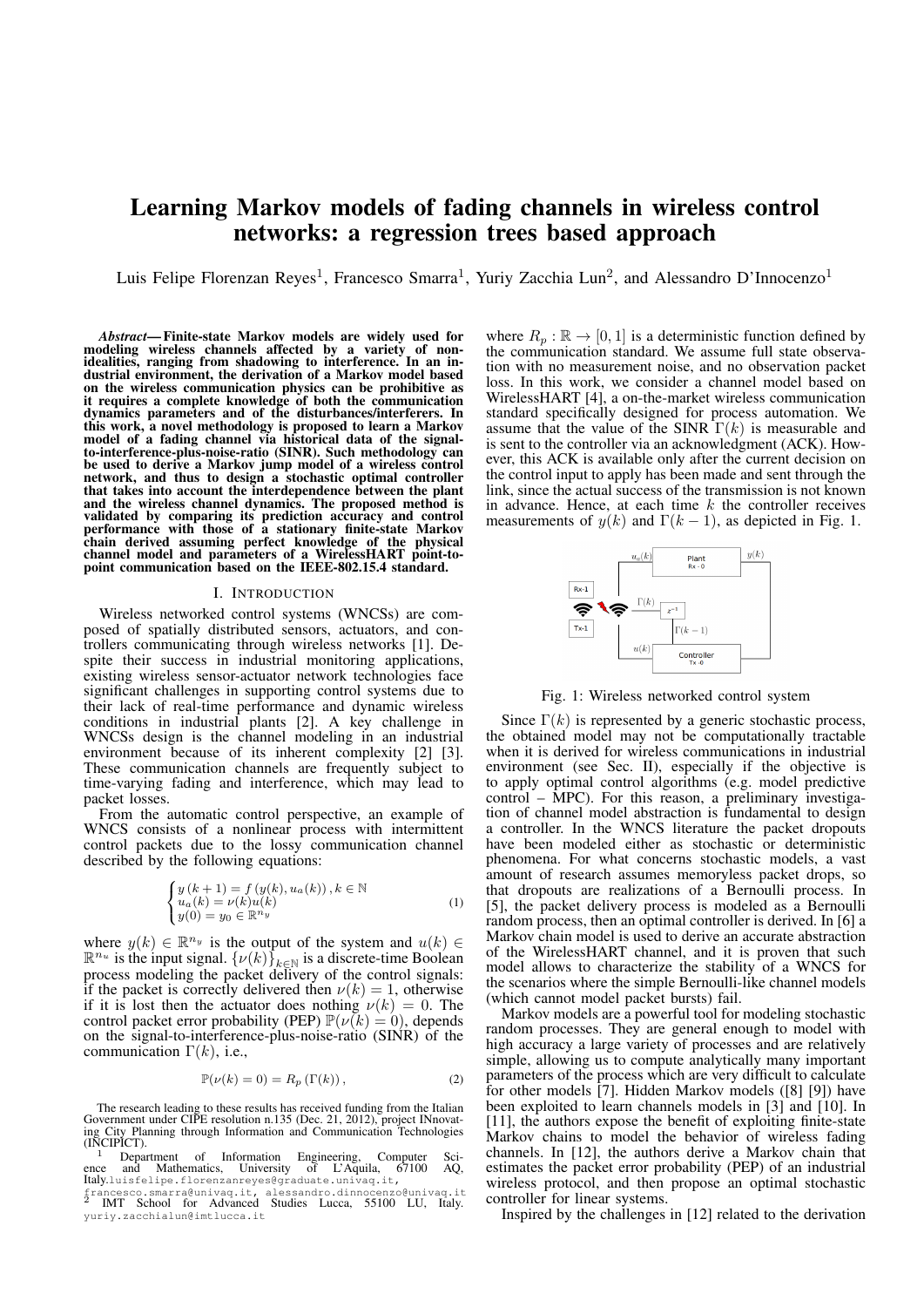# Learning Markov models of fading channels in wireless control networks: a regression trees based approach

Luis Felipe Florenzan Reyes[1], Francesco Smarra[1], Yuriy Zacchia Lun[2], and Alessandro D'Innocenzo[1]

***Abstract*— Finite-state Markov models are widely used for modeling wireless channels affected by a variety of non-idealities, ranging from shadowing to interference. In an industrial environment, the derivation of a Markov model based on the wireless communication physics can be prohibitive as it requires a complete knowledge of both the communication dynamics parameters and of the disturbances/interferers. In this work, a novel methodology is proposed to learn a Markov model of a fading channel via historical data of the signal-to-interference-plus-noise-ratio (SINR). Such methodology can be used to derive a Markov jump model of a wireless control network, and thus to design a stochastic optimal controller that takes into account the interdependence between the plant and the wireless channel dynamics. The proposed method is validated by comparing its prediction accuracy and control performance with those of a stationary finite-state Markov chain derived assuming perfect knowledge of the physical channel model and parameters of a WirelessHART point-to-point communication based on the IEEE-802.15.4 standard.**

## I. INTRODUCTION

Wireless networked control systems (WNCSs) are composed of spatially distributed sensors, actuators, and controllers communicating through wireless networks [1]. Despite their success in industrial monitoring applications, existing wireless sensor-actuator network technologies face significant challenges in supporting control systems due to their lack of real-time performance and dynamic wireless conditions in industrial plants [2]. A key challenge in WNCSs design is the channel modeling in an industrial environment because of its inherent complexity [2] [3]. These communication channels are frequently subject to time-varying fading and interference, which may lead to packet losses.

From the automatic control perspective, an example of WNCS consists of a nonlinear process with intermittent control packets due to the lossy communication channel described by the following equations:

$$
\begin{cases} y\left(k+1\right)=f\left(y(k),u_a(k)\right), k\in\mathbb{N} \\ u_a(k)=\nu(k)u(k) \\ y(0)=y_0\in\mathbb{R}^{n_y} \end{cases} \tag{1}
$$

where $y(k)\in\mathbb{R}^{n_y}$ is the output of the system and $u(k)\in\mathbb{R}^{n_u}$ is the input signal. $\{\nu(k)\}_{k\in\mathbb{N}}$ is a discrete-time Boolean process modeling the packet delivery of the control signals: if the packet is correctly delivered then $\nu(k)=1$, otherwise if it is lost then the actuator does nothing $\nu(k)=0$. The control packet error probability (PEP) $\mathbb{P}(\nu(k)=0)$, depends on the signal-to-interference-plus-noise-ratio (SINR) of the communication $\Gamma(k)$, i.e.,

$$
\mathbb{P}(\nu(k)=0)=R_p\left(\Gamma(k)\right), \tag{2}
$$

where $R_p:\mathbb{R}\to[0,1]$ is a deterministic function defined by the communication standard. We assume full state observation with no measurement noise, and no observation packet loss. In this work, we consider a channel model based on WirelessHART [4], a on-the-market wireless communication standard specifically designed for process automation. We assume that the value of the SINR $\Gamma(k)$ is measurable and is sent to the controller via an acknowledgment (ACK). However, this ACK is available only after the current decision on the control input to apply has been made and sent through the link, since the actual success of the transmission is not known in advance. Hence, at each time $k$ the controller receives measurements of $y(k)$ and $\Gamma(k-1)$, as depicted in Fig. 1.

Fig. 1: Wireless networked control system

Since $\Gamma(k)$ is represented by a generic stochastic process, the obtained model may not be computationally tractable when it is derived for wireless communications in industrial environment (see Sec. II), especially if the objective is to apply optimal control algorithms (e.g. model predictive control – MPC). For this reason, a preliminary investigation of channel model abstraction is fundamental to design a controller. In the WNCS literature the packet dropouts have been modeled either as stochastic or deterministic phenomena. For what concerns stochastic models, a vast amount of research assumes memoryless packet drops, so that dropouts are realizations of a Bernoulli process. In [5], the packet delivery process is modeled as a Bernoulli random process, then an optimal controller is derived. In [6] a Markov chain model is used to derive an accurate abstraction of the WirelessHART channel, and it is proven that such model allows to characterize the stability of a WNCS for the scenarios where the simple Bernoulli-like channel models (which cannot model packet bursts) fail.

Markov models are a powerful tool for modeling stochastic random processes. They are general enough to model with high accuracy a large variety of processes and are relatively simple, allowing us to compute analytically many important parameters of the process which are very difficult to calculate for other models [7]. Hidden Markov models ([8] [9]) have been exploited to learn channels models in [3] and [10]. In [11], the authors expose the benefit of exploiting finite-state Markov chains to model the behavior of wireless fading channels. In [12], the authors derive a Markov chain that estimates the packet error probability (PEP) of an industrial wireless protocol, and then propose an optimal stochastic controller for linear systems.

Inspired by the challenges in [12] related to the derivation

The research leading to these results has received funding from the Italian Government under CIPE resolution n.135 (Dec. 21, 2012), project INnovating City Planning through Information and Communication Technologies (INCIPICT).

[1] Department of Information Engineering, Computer Science and Mathematics, University of L'Aquila, 67100 AQ, Italy. luisfelipe.florenzanreyes@graduate.univaq.it, francesco.smarra@univaq.it, alessandro.dinnocenzo@univaq.it

[2] IMT School for Advanced Studies Lucca, 55100 LU, Italy. yuriy.zacchialun@imtlucca.it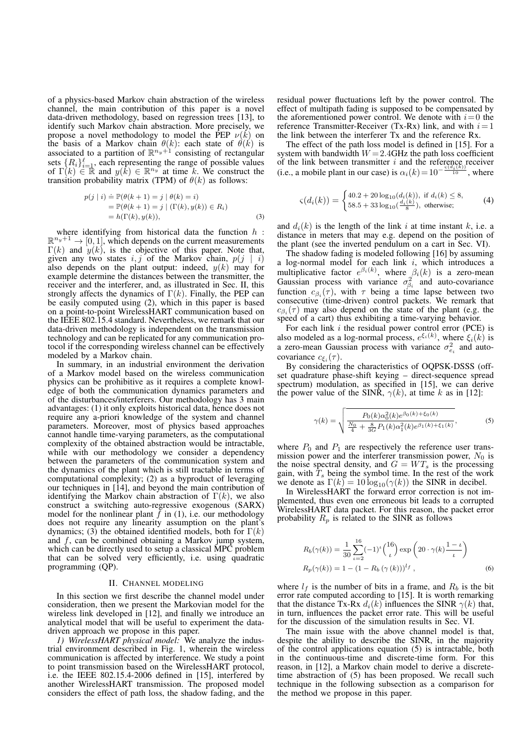of a physics-based Markov chain abstraction of the wireless channel, the main contribution of this paper is a novel data-driven methodology, based on regression trees [13], to identify such Markov chain abstraction. More precisely, we propose a novel methodology to model the PEP $\nu(k)$ on the basis of a Markov chain $\theta(k)$: each state of $\theta(k)$ is associated to a partition of $\mathbb{R}^{n_y+1}$ consisting of rectangular sets $\{R_i\}_{i=1}^{\ell}$, each representing the range of possible values of $\Gamma(k) \in \mathbb{R}$ and $y(k) \in \mathbb{R}^{n_y}$ at time $k$. We construct the transition probability matrix (TPM) of $\theta(k)$ as follows:

$$
\begin{aligned}
p(j \mid i) &\doteq \mathbb{P}(\theta(k+1) = j \mid \theta(k) = i) \\
&= \mathbb{P}(\theta(k+1) = j \mid (\Gamma(k), y(k)) \in R_i) \\
&= h(\Gamma(k), y(k)),
\end{aligned} \tag{3}
$$

where identifying from historical data the function $h : \mathbb{R}^{n_y+1} \to [0, 1]$, which depends on the current measurements $\Gamma(k)$ and $y(k)$, is the objective of this paper. Note that, given any two states $i, j$ of the Markov chain, $p(j \mid i)$ also depends on the plant output: indeed, $y(k)$ may for example determine the distances between the transmitter, the receiver and the interferer, and, as illustrated in Sec. II, this strongly affects the dynamics of $\Gamma(k)$. Finally, the PEP can be easily computed using (2), which in this paper is based on a point-to-point WirelessHART communication based on the IEEE 802.15.4 standard. Nevertheless, we remark that our data-driven methodology is independent on the transmission technology and can be replicated for any communication protocol if the corresponding wireless channel can be effectively modeled by a Markov chain.

In summary, in an industrial environment the derivation of a Markov model based on the wireless communication physics can be prohibitive as it requires a complete knowledge of both the communication dynamics parameters and of the disturbances/interferers. Our methodology has 3 main advantages: (1) it only exploits historical data, hence does not require any a-priori knowledge of the system and channel parameters. Moreover, most of physics based approaches cannot handle time-varying parameters, as the computational complexity of the obtained abstraction would be intractable, while with our methodology we consider a dependency between the parameters of the communication system and the dynamics of the plant which is still tractable in terms of computational complexity; (2) as a byproduct of leveraging our techniques in [14], and beyond the main contribution of identifying the Markov chain abstraction of $\Gamma(k)$, we also construct a switching auto-regressive exogenous (SARX) model for the nonlinear plant $f$ in (1), i.e. our methodology does not require any linearity assumption on the plant's dynamics; (3) the obtained identified models, both for $\Gamma(k)$ and $f$, can be combined obtaining a Markov jump system, which can be directly used to setup a classical MPC problem that can be solved very efficiently, i.e. using quadratic programming (QP).

## II. Channel Modeling

In this section we first describe the channel model under consideration, then we present the Markovian model for the wireless link developed in [12], and finally we introduce an analytical model that will be useful to experiment the data-driven approach we propose in this paper.

*1) WirelessHART physical model:* We analyze the industrial environment described in Fig. 1, wherein the wireless communication is affected by interference. We study a point to point transmission based on the WirelessHART protocol, i.e. the IEEE 802.15.4-2006 defined in [15], interfered by another WirelessHART transmission. The proposed model considers the effect of path loss, the shadow fading, and the residual power fluctuations left by the power control. The effect of multipath fading is supposed to be compensated by the aforementioned power control. We denote with $i=0$ the reference Transmitter-Receiver (Tx-Rx) link, and with $i=1$ the link between the interferer Tx and the reference Rx.

The effect of the path loss model is defined in [15]. For a system with bandwidth $W=2.4$GHz the path loss coefficient of the link between transmitter $i$ and the reference receiver (i.e., a mobile plant in our case) is $\alpha_i(k)=10^{-\frac{\varsigma(d_i(k))}{10}}$, where

$$
\varsigma(d_i(k)) = \begin{cases} 40.2 + 20\log_{10}(d_i(k)), & \text{if } d_i(k) \leq 8, \\ 58.5 + 33\log_{10}(\frac{d_i(k)}{8}), & \text{otherwise;} \end{cases} \tag{4}
$$

and $d_i(k)$ is the length of the link $i$ at time instant $k$, i.e. a distance in meters that may e.g. depend on the position of the plant (see the inverted pendulum on a cart in Sec. VI).

The shadow fading is modeled following [16] by assuming a log-normal model for each link $i$, which introduces a multiplicative factor $e^{\beta_i(k)}$, where $\beta_i(k)$ is a zero-mean Gaussian process with variance $\sigma^2_{\beta_i}$ and auto-covariance function $c_{\beta_i}(\tau)$, with $\tau$ being a time lapse between two consecutive (time-driven) control packets. We remark that $c_{\beta_i}(\tau)$ may also depend on the state of the plant (e.g. the speed of a cart) thus exhibiting a time-varying behavior.

For each link $i$ the residual power control error (PCE) is also modeled as a log-normal process, $e^{\xi_i(k)}$, where $\xi_i(k)$ is a zero-mean Gaussian process with variance $\sigma^2_{c_i}$ and auto-covariance $c_{\xi_i}(\tau)$.

By considering the characteristics of OQPSK-DSSS (offset quadrature phase-shift keying – direct-sequence spread spectrum) modulation, as specified in [15], we can derive the power value of the SINR, $\gamma(k)$, at time $k$ as in [12]:

$$
\gamma(k) = \sqrt{\frac{P_0(k)\alpha_0^2(k)e^{\beta_0(k)+\xi_0(k)}}{\frac{N_0}{4} + \frac{8}{3G}P_1(k)\alpha_1^2(k)e^{\beta_1(k)+\xi_1(k)}}}, \tag{5}
$$

where $P_0$ and $P_1$ are respectively the reference user transmission power and the interferer transmission power, $N_0$ is the noise spectral density, and $G = WT_s$ is the processing gain, with $T_s$ being the symbol time. In the rest of the work we denote as $\Gamma(k) = 10\log_{10}(\gamma(k))$ the SINR in decibel.

In WirelessHART the forward error correction is not implemented, thus even one erroneous bit leads to a corrupted WirelessHART data packet. For this reason, the packet error probability $R_p$ is related to the SINR as follows

$$
\begin{aligned}
R_b(\gamma(k)) &= \frac{1}{30}\sum_{\iota=2}^{16}(-1)^{\iota}\binom{16}{\iota}\exp\left(20 \cdot \gamma(k)\frac{1-\iota}{\iota}\right) \\
R_p(\gamma(k)) &= 1 - (1 - R_b(\gamma(k)))^{l_f},
\end{aligned} \tag{6}
$$

where $l_f$ is the number of bits in a frame, and $R_b$ is the bit error rate computed according to [15]. It is worth remarking that the distance Tx-Rx $d_i(k)$ influences the SINR $\gamma(k)$ that, in turn, influences the packet error rate. This will be useful for the discussion of the simulation results in Sec. VI.

The main issue with the above channel model is that, despite the ability to describe the SINR, in the majority of the control applications equation (5) is intractable, both in the continuous-time and discrete-time form. For this reason, in [12], a Markov chain model to derive a discrete-time abstraction of (5) has been proposed. We recall such technique in the following subsection as a comparison for the method we propose in this paper.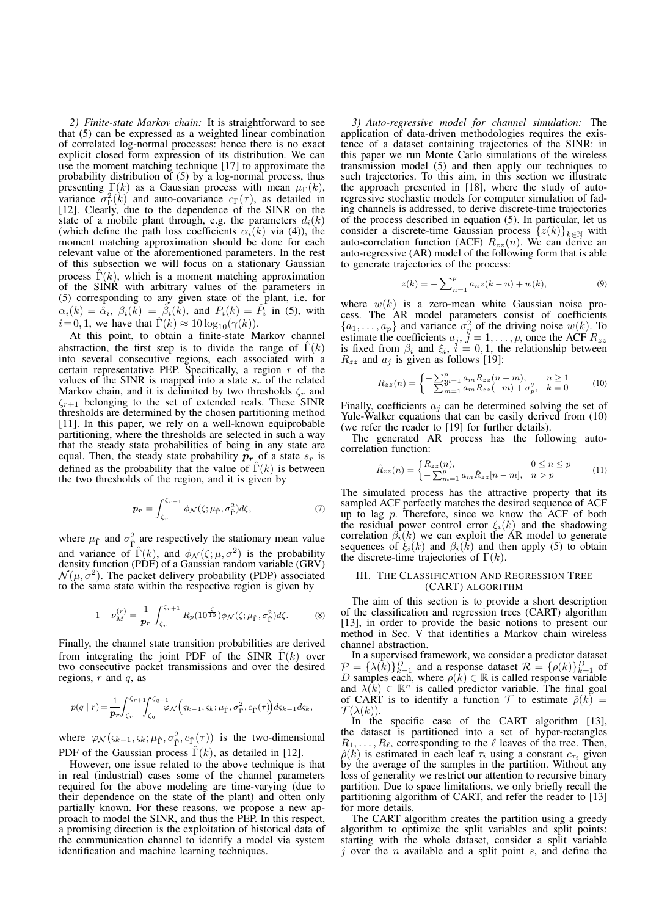*2) Finite-state Markov chain:* It is straightforward to see that (5) can be expressed as a weighted linear combination of correlated log-normal processes: hence there is no exact explicit closed form expression of its distribution. We can use the moment matching technique [17] to approximate the probability distribution of (5) by a log-normal process, thus presenting $\Gamma(k)$ as a Gaussian process with mean $\mu_\Gamma(k)$, variance $\sigma^2_\Gamma(k)$ and auto-covariance $c_\Gamma(\tau)$, as detailed in [12]. Clearly, due to the dependence of the SINR on the state of a mobile plant through, e.g. the parameters $d_i(k)$ (which define the path loss coefficients $\alpha_i(k)$ via (4)), the moment matching approximation should be done for each relevant value of the aforementioned parameters. In the rest of this subsection we will focus on a stationary Gaussian process $\hat{\Gamma}(k)$, which is a moment matching approximation of the SINR with arbitrary values of the parameters in (5) corresponding to any given state of the plant, i.e. for $\alpha_i(k) = \hat{\alpha}_i$, $\beta_i(k) = \hat{\beta}_i(k)$, and $P_i(k) = \hat{P}_i$ in (5), with $i = 0, 1$, we have that $\hat{\Gamma}(k) \approx 10\log_{10}(\gamma(k))$.

At this point, to obtain a finite-state Markov channel abstraction, the first step is to divide the range of $\hat{\Gamma}(k)$ into several consecutive regions, each associated with a certain representative PEP. Specifically, a region $r$ of the values of the SINR is mapped into a state $s_r$ of the related Markov chain, and it is delimited by two thresholds $\zeta_r$ and $\zeta_{r+1}$ belonging to the set of extended reals. These SINR thresholds are determined by the chosen partitioning method [11]. In this paper, we rely on a well-known equiprobable partitioning, where the thresholds are selected in such a way that the steady state probabilities of being in any state are equal. Then, the steady state probability $\boldsymbol{p_r}$ of a state $s_r$ is defined as the probability that the value of $\hat{\Gamma}(k)$ is between the two thresholds of the region, and it is given by

$$\boldsymbol{p_r} = \int_{\zeta_r}^{\zeta_{r+1}} \phi_{\mathcal{N}}(\zeta; \mu_{\hat{\Gamma}}, \sigma^2_{\hat{\Gamma}}) d\zeta, \tag{7}$$

where $\mu_{\hat{\Gamma}}$ and $\sigma^2_{\hat{\Gamma}}$ are respectively the stationary mean value and variance of $\hat{\Gamma}(k)$, and $\phi_{\mathcal{N}}(\zeta; \mu, \sigma^2)$ is the probability density function (PDF) of a Gaussian random variable (GRV) $\mathcal{N}(\mu, \sigma^2)$. The packet delivery probability (PDP) associated to the same state within the respective region is given by

$$1 - \nu_M^{(r)} = \frac{1}{\boldsymbol{p_r}} \int_{\zeta_r}^{\zeta_{r+1}} R_p(10^{\frac{\zeta}{10}}) \phi_{\mathcal{N}}(\zeta; \mu_{\hat{\Gamma}}, \sigma^2_{\hat{\Gamma}}) d\zeta. \tag{8}$$

Finally, the channel state transition probabilities are derived from integrating the joint PDF of the SINR $\hat{\Gamma}(k)$ over two consecutive packet transmissions and over the desired regions, $r$ and $q$, as

$$p(q \mid r) = \frac{1}{\boldsymbol{p_r}} \int_{\zeta_r}^{\zeta_{r+1}} \int_{\zeta_q}^{\zeta_{q+1}} \varphi_{\mathcal{N}}\Big(\varsigma_{k-1}, \varsigma_k; \mu_{\hat{\Gamma}}, \sigma^2_{\hat{\Gamma}}, c_{\hat{\Gamma}}(\tau)\Big) d\varsigma_{k-1} d\varsigma_k,$$

where $\varphi_{\mathcal{N}}(\varsigma_{k-1}, \varsigma_k; \mu_{\hat{\Gamma}}, \sigma^2_{\hat{\Gamma}}, c_{\hat{\Gamma}}(\tau))$ is the two-dimensional PDF of the Gaussian process $\hat{\Gamma}(k)$, as detailed in [12].

However, one issue related to the above technique is that in real (industrial) cases some of the channel parameters required for the above modeling are time-varying (due to their dependence on the state of the plant) and often only partially known. For these reasons, we propose a new approach to model the SINR, and thus the PEP. In this respect, a promising direction is the exploitation of historical data of the communication channel to identify a model via system identification and machine learning techniques.

*3) Auto-regressive model for channel simulation:* The application of data-driven methodologies requires the existence of a dataset containing trajectories of the SINR: in this paper we run Monte Carlo simulations of the wireless transmission model (5) and then apply our techniques to such trajectories. To this aim, in this section we illustrate the approach presented in [18], where the study of auto-regressive stochastic models for computer simulation of fading channels is addressed, to derive discrete-time trajectories of the process described in equation (5). In particular, let us consider a discrete-time Gaussian process $\{z(k)\}_{k\in\mathbb{N}}$ with auto-correlation function (ACF) $R_{zz}(n)$. We can derive an auto-regressive (AR) model of the following form that is able to generate trajectories of the process:

$$z(k) = -\sum\nolimits_{n=1}^{p} a_n z(k-n) + w(k), \tag{9}$$

where $w(k)$ is a zero-mean white Gaussian noise process. The AR model parameters consist of coefficients $\{a_1, \ldots, a_p\}$ and variance $\sigma^2_p$ of the driving noise $w(k)$. To estimate the coefficients $a_j$, $j = 1, \ldots, p$, once the ACF $R_{zz}$ is fixed from $\beta_i$ and $\xi_i$, $i = 0, 1$, the relationship between $R_{zz}$ and $a_j$ is given as follows [19]:

$$R_{zz}(n) = \begin{cases} -\sum_{m=1}^{p} a_m R_{zz}(n-m), & n \geq 1 \\ -\sum_{m=1}^{p} a_m R_{zz}(-m) + \sigma^2_p, & k = 0 \end{cases} \tag{10}$$

Finally, coefficients $a_j$ can be determined solving the set of Yule-Walker equations that can be easily derived from (10) (we refer the reader to [19] for further details).

The generated AR process has the following auto-correlation function:

$$\hat{R}_{zz}(n) = \begin{cases} R_{zz}(n), & 0 \leq n \leq p \\ -\sum_{m=1}^{p} a_m \hat{R}_{zz}[n-m], & n > p \end{cases} \tag{11}$$

The simulated process has the attractive property that its sampled ACF perfectly matches the desired sequence of ACF up to lag $p$. Therefore, since we know the ACF of both the residual power control error $\xi_i(k)$ and the shadowing correlation $\beta_i(k)$ we can exploit the AR model to generate sequences of $\xi_i(k)$ and $\beta_i(k)$ and then apply (5) to obtain the discrete-time trajectories of $\Gamma(k)$.

## III. The Classification And Regression Tree (CART) algorithm

The aim of this section is to provide a short description of the classification and regression trees (CART) algorithm [13], in order to provide the basic notions to present our method in Sec. V that identifies a Markov chain wireless channel abstraction.

In a supervised framework, we consider a predictor dataset $\mathcal{P} = \{\lambda(k)\}_{k=1}^{D}$ and a response dataset $\mathcal{R} = \{\rho(k)\}_{k=1}^{D}$ of $D$ samples each, where $\rho(k) \in \mathbb{R}$ is called response variable and $\lambda(k) \in \mathbb{R}^n$ is called predictor variable. The final goal of CART is to identify a function $\mathcal{T}$ to estimate $\hat{\rho}(k) = \mathcal{T}(\lambda(k))$.

In the specific case of the CART algorithm [13], the dataset is partitioned into a set of hyper-rectangles $R_1, \ldots, R_\ell$, corresponding to the $\ell$ leaves of the tree. Then, $\hat{\rho}(k)$ is estimated in each leaf $\tau_i$ using a constant $c_{\tau_i}$ given by the average of the samples in the partition. Without any loss of generality we restrict our attention to recursive binary partition. Due to space limitations, we only briefly recall the partitioning algorithm of CART, and refer the reader to [13] for more details.

The CART algorithm creates the partition using a greedy algorithm to optimize the split variables and split points: starting with the whole dataset, consider a split variable $j$ over the $n$ available and a split point $s$, and define the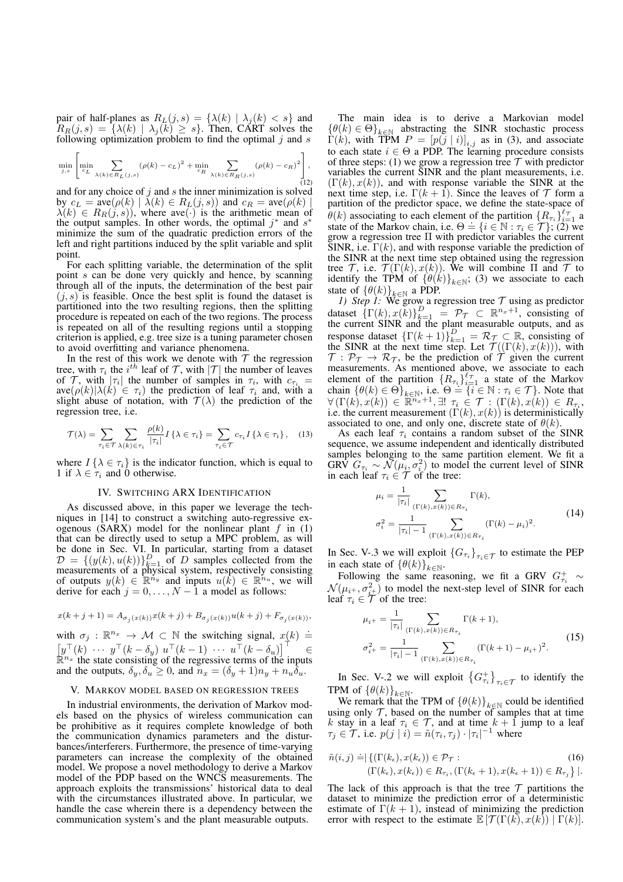pair of half-planes as $R_L(j,s) = \{\lambda(k) \mid \lambda_j(k) < s\}$ and $R_R(j,s) = \{\lambda(k) \mid \lambda_j(k) \geq s\}$. Then, CART solves the following optimization problem to find the optimal $j$ and $s$

$$\min_{j,s}\left[\min_{c_L}\sum_{\lambda(k)\in R_L(j,s)}(\rho(k)-c_L)^2+\min_{c_R}\sum_{\lambda(k)\in R_R(j,s)}(\rho(k)-c_R)^2\right], \tag{12}$$

and for any choice of $j$ and $s$ the inner minimization is solved by $c_L = \text{ave}(\rho(k) \mid \lambda(k) \in R_L(j,s))$ and $c_R = \text{ave}(\rho(k) \mid \lambda(k) \in R_R(j,s))$, where $\text{ave}(\cdot)$ is the arithmetic mean of the output samples. In other words, the optimal $j^*$ and $s^*$ minimize the sum of the quadratic prediction errors of the left and right partitions induced by the split variable and split point.

For each splitting variable, the determination of the split point $s$ can be done very quickly and hence, by scanning through all of the inputs, the determination of the best pair $(j,s)$ is feasible. Once the best split is found the dataset is partitioned into the two resulting regions, then the splitting procedure is repeated on each of the two regions. The process is repeated on all of the resulting regions until a stopping criterion is applied, e.g. tree size is a tuning parameter chosen to avoid overfitting and variance phenomena.

In the rest of this work we denote with $\mathcal{T}$ the regression tree, with $\tau_i$ the $i^{th}$ leaf of $\mathcal{T}$, with $|\mathcal{T}|$ the number of leaves of $\mathcal{T}$, with $|\tau_i|$ the number of samples in $\tau_i$, with $c_{\tau_i} = \text{ave}(\rho(k)|\lambda(k) \in \tau_i)$ the prediction of leaf $\tau_i$ and, with a slight abuse of notation, with $\mathcal{T}(\lambda)$ the prediction of the regression tree, i.e.

$$\mathcal{T}(\lambda) = \sum_{\tau_i\in\mathcal{T}}\sum_{\lambda(k)\in\tau_i}\frac{\rho(k)}{|\tau_i|}I\{\lambda\in\tau_i\} = \sum_{\tau_i\in\mathcal{T}}c_{\tau_i}I\{\lambda\in\tau_i\}, \tag{13}$$

where $I\{\lambda \in \tau_i\}$ is the indicator function, which is equal to 1 if $\lambda \in \tau_i$ and 0 otherwise.

## IV. Switching ARX Identification

As discussed above, in this paper we leverage the techniques in [14] to construct a switching auto-regressive exogenous (SARX) model for the nonlinear plant $f$ in (1) that can be directly used to setup a MPC problem, as will be done in Sec. VI. In particular, starting from a dataset $\mathcal{D} = \{(y(k), u(k))\}_{k=1}^{D}$ of $D$ samples collected from the measurements of a physical system, respectively consisting of outputs $y(k) \in \mathbb{R}^{n_y}$ and inputs $u(k) \in \mathbb{R}^{n_u}$, we will derive for each $j = 0, \ldots, N-1$ a model as follows:

$$x(k+j+1) = A_{\sigma_j(x(k))}x(k+j) + B_{\sigma_j(x(k))}u(k+j) + F_{\sigma_j(x(k))},$$

with $\sigma_j : \mathbb{R}^{n_x} \to \mathcal{M} \subset \mathbb{N}$ the switching signal, $x(k) \doteq \left[y^\top(k)\ \cdots\ y^\top(k-\delta_y)\ u^\top(k-1)\ \cdots\ u^\top(k-\delta_u)\right]^\top \in \mathbb{R}^{n_x}$ the state consisting of the regressive terms of the inputs and the outputs, $\delta_y, \delta_u \geq 0$, and $n_x = (\delta_y+1)n_y + n_u\delta_u$.

## V. Markov model based on regression trees

In industrial environments, the derivation of Markov models based on the physics of wireless communication can be prohibitive as it requires complete knowledge of both the communication dynamics parameters and the disturbances/interferers. Furthermore, the presence of time-varying parameters can increase the complexity of the obtained model. We propose a novel methodology to derive a Markov model of the PDP based on the WNCS measurements. The approach exploits the transmissions' historical data to deal with the circumstances illustrated above. In particular, we handle the case wherein there is a dependency between the communication system's and the plant measurable outputs.

The main idea is to derive a Markovian model $\{\theta(k) \in \Theta\}_{k\in\mathbb{N}}$ abstracting the SINR stochastic process $\Gamma(k)$, with TPM $P = [p(j \mid i)]_{i,j}$ as in (3), and associate to each state $i \in \Theta$ a PDP. The learning procedure consists of three steps: (1) we grow a regression tree $\mathcal{T}$ with predictor variables the current SINR and the plant measurements, i.e. $(\Gamma(k), x(k))$, and with response variable the SINR at the next time step, i.e. $\Gamma(k+1)$. Since the leaves of $\mathcal{T}$ form a partition of the predictor space, we define the state-space of $\theta(k)$ associating to each element of the partition $\{R_{\tau_i}\}_{i=1}^{\ell_\mathcal{T}}$ a state of the Markov chain, i.e. $\Theta \doteq \{i \in \mathbb{N} : \tau_i \in \mathcal{T}\}$; (2) we grow a regression tree $\Pi$ with predictor variables the current SINR, i.e. $\Gamma(k)$, and with response variable the prediction of the SINR at the next time step obtained using the regression tree $\mathcal{T}$, i.e. $\mathcal{T}(\Gamma(k), x(k))$. We will combine $\Pi$ and $\mathcal{T}$ to identify the TPM of $\{\theta(k)\}_{k\in\mathbb{N}}$; (3) we associate to each state of $\{\theta(k)\}_{k\in\mathbb{N}}$ a PDP.

*1) Step 1:* We grow a regression tree $\mathcal{T}$ using as predictor dataset $\{\Gamma(k), x(k)\}_{k=1}^{D} = \mathcal{P}_\mathcal{T} \subset \mathbb{R}^{n_x+1}$, consisting of the current SINR and the plant measurable outputs, and as response dataset $\{\Gamma(k+1)\}_{k=1}^{D} = \mathcal{R}_\mathcal{T} \subset \mathbb{R}$, consisting of the SINR at the next time step. Let $\mathcal{T}((\Gamma(k), x(k)))$, with $\mathcal{T} : \mathcal{P}_\mathcal{T} \to \mathcal{R}_\mathcal{T}$, be the prediction of $\mathcal{T}$ given the current measurements. As mentioned above, we associate to each element of the partition $\{R_{\tau_i}\}_{i=1}^{\ell_\mathcal{T}}$ a state of the Markov chain $\{\theta(k) \in \Theta\}_{k\in\mathbb{N}}$, i.e. $\Theta \doteq \{i \in \mathbb{N} : \tau_i \in \mathcal{T}\}$. Note that $\forall\,(\Gamma(k), x(k)) \in \mathbb{R}^{n_x+1}, \exists!\ \tau_i \in \mathcal{T} : (\Gamma(k), x(k)) \in R_{\tau_i}$, i.e. the current measurement $(\Gamma(k), x(k))$ is deterministically associated to one, and only one, discrete state of $\theta(k)$.

As each leaf $\tau_i$ contains a random subset of the SINR sequence, we assume independent and identically distributed samples belonging to the same partition element. We fit a GRV $G_{\tau_i} \sim \mathcal{N}(\mu_i, \sigma_i^2)$ to model the current level of SINR in each leaf $\tau_i \in \mathcal{T}$ of the tree:

$$\begin{aligned}\mu_i &= \frac{1}{|\tau_i|}\sum_{(\Gamma(k),x(k))\in R_{\tau_i}}\Gamma(k),\\ \sigma_i^2 &= \frac{1}{|\tau_i|-1}\sum_{(\Gamma(k),x(k))\in R_{\tau_i}}(\Gamma(k)-\mu_i)^2.\end{aligned} \tag{14}$$

In Sec. V-.3 we will exploit $\{G_{\tau_i}\}_{\tau_i\in\mathcal{T}}$ to estimate the PEP in each state of $\{\theta(k)\}_{k\in\mathbb{N}}$.

Following the same reasoning, we fit a GRV $G_{\tau_i}^+ \sim \mathcal{N}(\mu_{i^+}, \sigma_{i^+}^2)$ to model the next-step level of SINR for each leaf $\tau_i \in \mathcal{T}$ of the tree:

$$\begin{aligned}\mu_{i^+} &= \frac{1}{|\tau_i|}\sum_{(\Gamma(k),x(k))\in R_{\tau_i}}\Gamma(k+1),\\ \sigma_{i^+}^2 &= \frac{1}{|\tau_i|-1}\sum_{(\Gamma(k),x(k))\in R_{\tau_i}}(\Gamma(k+1)-\mu_{i^+})^2.\end{aligned} \tag{15}$$

In Sec. V-.2 we will exploit $\{G_{\tau_i}^+\}_{\tau_i\in\mathcal{T}}$ to identify the TPM of $\{\theta(k)\}_{k\in\mathbb{N}}$.

We remark that the TPM of $\{\theta(k)\}_{k\in\mathbb{N}}$ could be identified using only $\mathcal{T}$, based on the number of samples that at time $k$ stay in a leaf $\tau_i \in \mathcal{T}$, and at time $k+1$ jump to a leaf $\tau_j \in \mathcal{T}$, i.e. $p(j \mid i) = \tilde{n}(\tau_i, \tau_j) \cdot |\tau_i|^{-1}$ where

$$\begin{aligned}\tilde{n}(i,j) \doteq |\{&(\Gamma(k_\epsilon), x(k_\epsilon)) \in \mathcal{P}_\mathcal{T} : \\ &(\Gamma(k_\epsilon), x(k_\epsilon)) \in R_{\tau_i}, (\Gamma(k_\epsilon+1), x(k_\epsilon+1)) \in R_{\tau_j}\}|.\end{aligned} \tag{16}$$

The lack of this approach is that the tree $\mathcal{T}$ partitions the dataset to minimize the prediction error of a deterministic estimate of $\Gamma(k+1)$, instead of minimizing the prediction error with respect to the estimate $\mathbb{E}[\mathcal{T}(\Gamma(k), x(k)) \mid \Gamma(k)]$.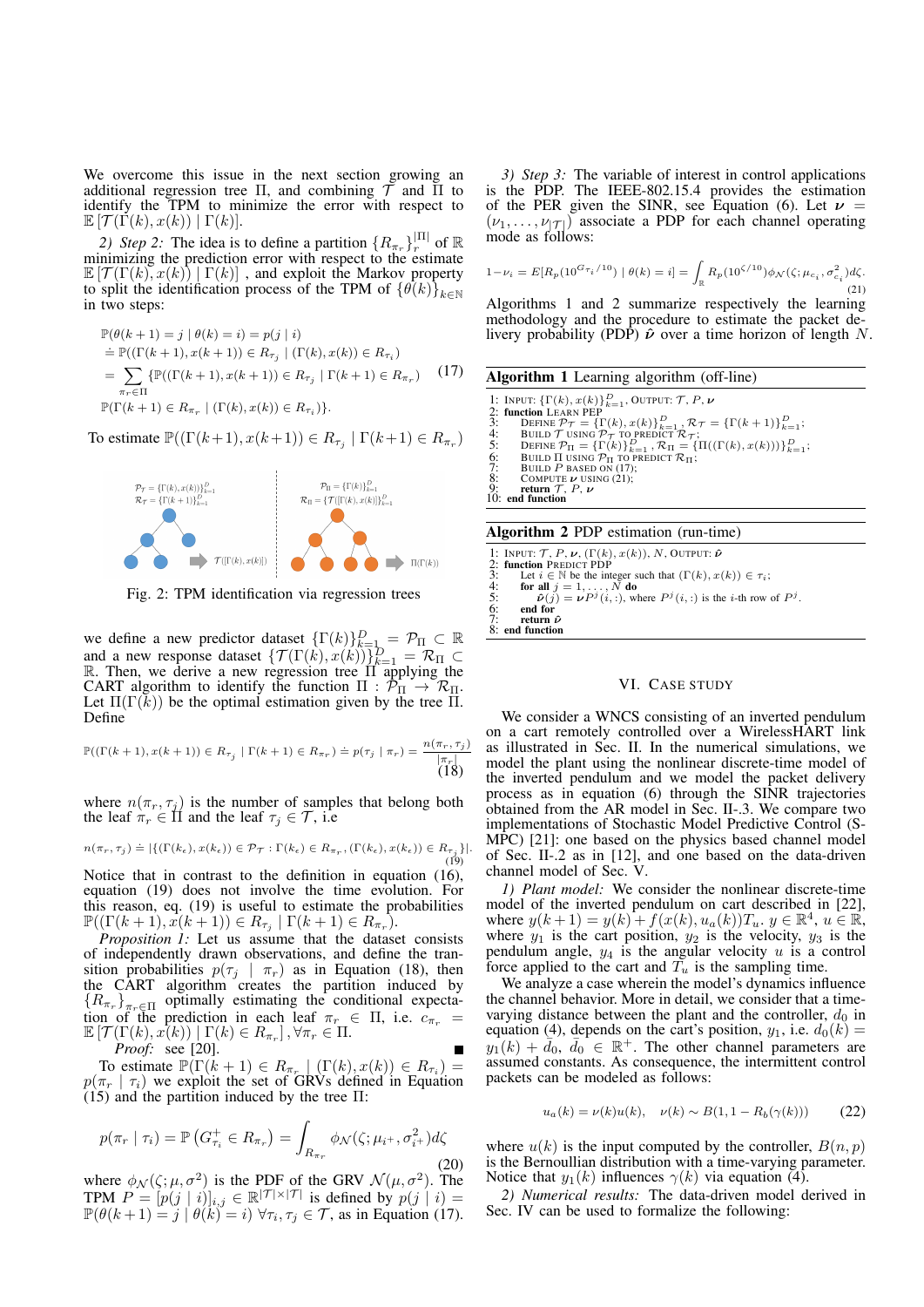We overcome this issue in the next section growing an additional regression tree $\Pi$, and combining $\mathcal{T}$ and $\Pi$ to identify the TPM to minimize the error with respect to $\mathbb{E}\left[\mathcal{T}(\Gamma(k), x(k)) \mid \Gamma(k)\right]$.

*2) Step 2:* The idea is to define a partition $\{R_{\pi_r}\}_r^{|\Pi|}$ of $\mathbb{R}$ minimizing the prediction error with respect to the estimate $\mathbb{E}\left[\mathcal{T}(\Gamma(k), x(k)) \mid \Gamma(k)\right]$, and exploit the Markov property to split the identification process of the TPM of $\{\theta(k)\}_{k\in\mathbb{N}}$ in two steps:

$$
\begin{aligned}
&\mathbb{P}(\theta(k+1) = j \mid \theta(k) = i) = p(j \mid i) \\
&\doteq \mathbb{P}((\Gamma(k+1), x(k+1)) \in R_{\tau_j} \mid (\Gamma(k), x(k)) \in R_{\tau_i}) \\
&= \sum_{\pi_r \in \Pi} \{\mathbb{P}((\Gamma(k+1), x(k+1)) \in R_{\tau_j} \mid \Gamma(k+1) \in R_{\pi_r}) \\
&\mathbb{P}(\Gamma(k+1) \in R_{\pi_r} \mid (\Gamma(k), x(k)) \in R_{\tau_i})\}.
\end{aligned}
\tag{17}
$$

To estimate $\mathbb{P}((\Gamma(k+1), x(k+1)) \in R_{\tau_j} \mid \Gamma(k+1) \in R_{\pi_r})$

Fig. 2: TPM identification via regression trees

we define a new predictor dataset $\{\Gamma(k)\}_{k=1}^{D} = \mathcal{P}_\Pi \subset \mathbb{R}$ and a new response dataset $\{\mathcal{T}(\Gamma(k), x(k))\}_{k=1}^{D} = \mathcal{R}_\Pi \subset \mathbb{R}$. Then, we derive a new regression tree $\Pi$ applying the CART algorithm to identify the function $\Pi : \mathcal{P}_\Pi \to \mathcal{R}_\Pi$. Let $\Pi(\Gamma(k))$ be the optimal estimation given by the tree $\Pi$. Define

$$
\mathbb{P}((\Gamma(k+1), x(k+1)) \in R_{\tau_j} \mid \Gamma(k+1) \in R_{\pi_r}) \doteq p(\tau_j \mid \pi_r) = \frac{n(\pi_r, \tau_j)}{|\pi_r|}
\tag{18}
$$

where $n(\pi_r, \tau_j)$ is the number of samples that belong both the leaf $\pi_r \in \Pi$ and the leaf $\tau_j \in \mathcal{T}$, i.e

$$
n(\pi_r, \tau_j) \doteq |\{(\Gamma(k_\epsilon), x(k_\epsilon)) \in \mathcal{P}_\mathcal{T} : \Gamma(k_\epsilon) \in R_{\pi_r}, (\Gamma(k_\epsilon), x(k_\epsilon)) \in R_{\tau_j}\}|.
\tag{19}
$$

Notice that in contrast to the definition in equation (16), equation (19) does not involve the time evolution. For this reason, eq. (19) is useful to estimate the probabilities $\mathbb{P}((\Gamma(k+1), x(k+1)) \in R_{\tau_j} \mid \Gamma(k+1) \in R_{\pi_r})$.

*Proposition 1:* Let us assume that the dataset consists of independently drawn observations, and define the transition probabilities $p(\tau_j \mid \pi_r)$ as in Equation (18), then the CART algorithm creates the partition induced by $\{R_{\pi_r}\}_{\pi_r \in \Pi}$ optimally estimating the conditional expectation of the prediction in each leaf $\pi_r \in \Pi$, i.e. $c_{\pi_r} = \mathbb{E}\left[\mathcal{T}(\Gamma(k), x(k)) \mid \Gamma(k) \in R_{\pi_r}\right], \forall \pi_r \in \Pi$.

*Proof:* see [20]. ∎

To estimate $\mathbb{P}(\Gamma(k+1) \in R_{\pi_r} \mid (\Gamma(k), x(k)) \in R_{\tau_i}) = p(\pi_r \mid \tau_i)$ we exploit the set of GRVs defined in Equation (15) and the partition induced by the tree $\Pi$:

$$
p(\pi_r \mid \tau_i) = \mathbb{P}\left(G_{\tau_i}^{+} \in R_{\pi_r}\right) = \int_{R_{\pi_r}} \phi_\mathcal{N}(\zeta; \mu_{i^+}, \sigma_{i^+}^2) d\zeta
\tag{20}
$$

where $\phi_\mathcal{N}(\zeta; \mu, \sigma^2)$ is the PDF of the GRV $\mathcal{N}(\mu, \sigma^2)$. The TPM $P = [p(j \mid i)]_{i,j} \in \mathbb{R}^{|\mathcal{T}| \times |\mathcal{T}|}$ is defined by $p(j \mid i) = \mathbb{P}(\theta(k+1) = j \mid \theta(k) = i)$ $\forall \tau_i, \tau_j \in \mathcal{T}$, as in Equation (17).

*3) Step 3:* The variable of interest in control applications is the PDP. The IEEE-802.15.4 provides the estimation of the PER given the SINR, see Equation (6). Let $\boldsymbol{\nu} = (\nu_1, \ldots, \nu_{|\mathcal{T}|})$ associate a PDP for each channel operating mode as follows:

$$
1 - \nu_i = E[R_p(10^{G_{\tau_i}/10}) \mid \theta(k) = i] = \int_\mathbb{R} R_p(10^{\zeta/10}) \phi_\mathcal{N}(\zeta; \mu_{c_i}, \sigma_{c_i}^2) d\zeta.
\tag{21}
$$

Algorithms 1 and 2 summarize respectively the learning methodology and the procedure to estimate the packet delivery probability (PDP) $\hat{\boldsymbol{\nu}}$ over a time horizon of length $N$.

**Algorithm 1** Learning algorithm (off-line)

```
1: INPUT: {Γ(k), x(k)}_{k=1}^D, OUTPUT: T, P, ν
2: function LEARN PEP
3:    DEFINE P_T = {Γ(k), x(k)}_{k=1}^D, R_T = {Γ(k+1)}_{k=1}^D;
4:    BUILD T USING P_T TO PREDICT R_T;
5:    DEFINE P_Π = {Γ(k)}_{k=1}^D, R_Π = {Π((Γ(k), x(k)))}_{k=1}^D;
6:    BUILD Π USING P_Π TO PREDICT R_Π;
7:    BUILD P BASED ON (17);
8:    COMPUTE ν USING (21);
9:    return T, P, ν
10: end function
```

**Algorithm 2** PDP estimation (run-time)

```
1: INPUT: T, P, ν, (Γ(k), x(k)), N, OUTPUT: ν̂
2: function PREDICT PDP
3:    Let i ∈ N be the integer such that (Γ(k), x(k)) ∈ τ_i;
4:    for all j = 1, ..., N do
5:       ν̂(j) = ν P^j(i,:), where P^j(i,:) is the i-th row of P^j.
6:    end for
7:    return ν̂
8: end function
```

## VI. Case Study

We consider a WNCS consisting of an inverted pendulum on a cart remotely controlled over a WirelessHART link as illustrated in Sec. II. In the numerical simulations, we model the plant using the nonlinear discrete-time model of the inverted pendulum and we model the packet delivery process as in equation (6) through the SINR trajectories obtained from the AR model in Sec. II-.3. We compare two implementations of Stochastic Model Predictive Control (S-MPC) [21]: one based on the physics based channel model of Sec. II-.2 as in [12], and one based on the data-driven channel model of Sec. V.

*1) Plant model:* We consider the nonlinear discrete-time model of the inverted pendulum on cart described in [22], where $y(k+1) = y(k) + f(x(k), u_a(k))T_u$. $y \in \mathbb{R}^4$, $u \in \mathbb{R}$, where $y_1$ is the cart position, $y_2$ is the velocity, $y_3$ is the pendulum angle, $y_4$ is the angular velocity $u$ is a control force applied to the cart and $T_u$ is the sampling time.

We analyze a case wherein the model's dynamics influence the channel behavior. More in detail, we consider that a time-varying distance between the plant and the controller, $d_0$ in equation (4), depends on the cart's position, $y_1$, i.e. $d_0(k) = y_1(k) + \bar{d}_0$, $\bar{d}_0 \in \mathbb{R}^+$. The other channel parameters are assumed constants. As consequence, the intermittent control packets can be modeled as follows:

$$
u_a(k) = \nu(k) u(k), \quad \nu(k) \sim B(1, 1 - R_b(\gamma(k)))
\tag{22}
$$

where $u(k)$ is the input computed by the controller, $B(n, p)$ is the Bernoullian distribution with a time-varying parameter. Notice that $y_1(k)$ influences $\gamma(k)$ via equation (4).

*2) Numerical results:* The data-driven model derived in Sec. IV can be used to formalize the following: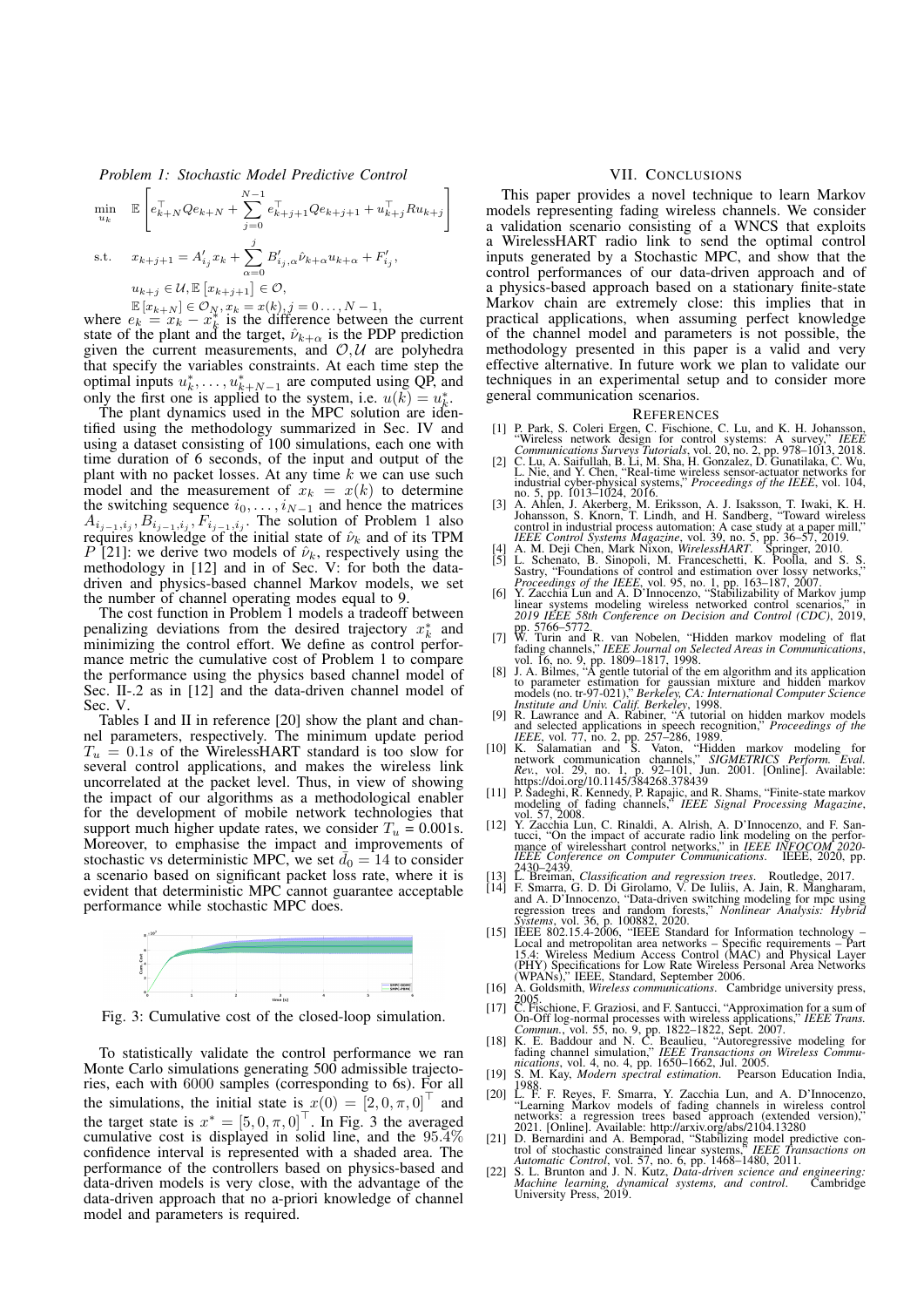*Problem 1: Stochastic Model Predictive Control*

$$\min_{u_k} \quad \mathbb{E}\left[e_{k+N}^\top Q e_{k+N} + \sum_{j=0}^{N-1} e_{k+j+1}^\top Q e_{k+j+1} + u_{k+j}^\top R u_{k+j}\right]$$

$$\text{s.t.} \quad x_{k+j+1} = A'_{i_j} x_k + \sum_{\alpha=0}^{j} B'_{i_j,\alpha} \hat{\nu}_{k+\alpha} u_{k+\alpha} + F'_{i_j},$$

$$u_{k+j} \in \mathcal{U}, \mathbb{E}\left[x_{k+j+1}\right] \in \mathcal{O},$$

$$\mathbb{E}\left[x_{k+N}\right] \in \mathcal{O}_N, x_k = x(k), j = 0 \ldots, N-1,$$

where $e_k = x_k - x_k^*$ is the difference between the current state of the plant and the target, $\hat{\nu}_{k+\alpha}$ is the PDP prediction given the current measurements, and $\mathcal{O}, \mathcal{U}$ are polyhedra that specify the variables constraints. At each time step the optimal inputs $u_k^*, \ldots, u_{k+N-1}^*$ are computed using QP, and only the first one is applied to the system, i.e. $u(k) = u_k^*$.

The plant dynamics used in the MPC solution are identified using the methodology summarized in Sec. IV and using a dataset consisting of 100 simulations, each one with time duration of 6 seconds, of the input and output of the plant with no packet losses. At any time $k$ we can use such model and the measurement of $x_k = x(k)$ to determine the switching sequence $i_0, \ldots, i_{N-1}$ and hence the matrices $A_{i_{j-1},i_j}, B_{i_{j-1},i_j}, F_{i_{j-1},i_j}$. The solution of Problem 1 also requires knowledge of the initial state of $\hat{\nu}_k$ and of its TPM $P$ [21]: we derive two models of $\hat{\nu}_k$, respectively using the methodology in [12] and in of Sec. V: for both the data-driven and physics-based channel Markov models, we set the number of channel operating modes equal to 9.

The cost function in Problem 1 models a tradeoff between penalizing deviations from the desired trajectory $x_k^*$ and minimizing the control effort. We define as control performance metric the cumulative cost of Problem 1 to compare the performance using the physics based channel model of Sec. II-.2 as in [12] and the data-driven channel model of Sec. V.

Tables I and II in reference [20] show the plant and channel parameters, respectively. The minimum update period $T_u = 0.1s$ of the WirelessHART standard is too slow for several control applications, and makes the wireless link uncorrelated at the packet level. Thus, in view of showing the impact of our algorithms as a methodological enabler for the development of mobile network technologies that support much higher update rates, we consider $T_u$ = 0.001s. Moreover, to emphasise the impact and improvements of stochastic vs deterministic MPC, we set $\bar{d}_0 = 14$ to consider a scenario based on significant packet loss rate, where it is evident that deterministic MPC cannot guarantee acceptable performance while stochastic MPC does.

Fig. 3: Cumulative cost of the closed-loop simulation.

To statistically validate the control performance we ran Monte Carlo simulations generating 500 admissible trajectories, each with 6000 samples (corresponding to 6s). For all the simulations, the initial state is $x(0) = [2, 0, \pi, 0]^\top$ and the target state is $x^* = [5, 0, \pi, 0]^\top$. In Fig. 3 the averaged cumulative cost is displayed in solid line, and the 95.4% confidence interval is represented with a shaded area. The performance of the controllers based on physics-based and data-driven models is very close, with the advantage of the data-driven approach that no a-priori knowledge of channel model and parameters is required.

## VII. Conclusions

This paper provides a novel technique to learn Markov models representing fading wireless channels. We consider a validation scenario consisting of a WNCS that exploits a WirelessHART radio link to send the optimal control inputs generated by a Stochastic MPC, and show that the control performances of our data-driven approach and of a physics-based approach based on a stationary finite-state Markov chain are extremely close: this implies that in practical applications, when assuming perfect knowledge of the channel model and parameters is not possible, the methodology presented in this paper is a valid and very effective alternative. In future work we plan to validate our techniques in an experimental setup and to consider more general communication scenarios.

## References

[1] P. Park, S. Coleri Ergen, C. Fischione, C. Lu, and K. H. Johansson, "Wireless network design for control systems: A survey," *IEEE Communications Surveys Tutorials*, vol. 20, no. 2, pp. 978–1013, 2018.

[2] C. Lu, A. Saifullah, B. Li, M. Sha, H. Gonzalez, D. Gunatilaka, C. Wu, L. Nie, and Y. Chen, "Real-time wireless sensor-actuator networks for industrial cyber-physical systems," *Proceedings of the IEEE*, vol. 104, no. 5, pp. 1013–1024, 2016.

[3] A. Ahlen, J. Akerberg, M. Eriksson, A. J. Isaksson, T. Iwaki, K. H. Johansson, S. Knorn, T. Lindh, and H. Sandberg, "Toward wireless control in industrial process automation: A case study at a paper mill," *IEEE Control Systems Magazine*, vol. 39, no. 5, pp. 36–57, 2019.

[4] A. M. Deji Chen, Mark Nixon, *WirelessHART*. Springer, 2010.

[5] L. Schenato, B. Sinopoli, M. Franceschetti, K. Poolla, and S. S. Sastry, "Foundations of control and estimation over lossy networks," *Proceedings of the IEEE*, vol. 95, no. 1, pp. 163–187, 2007.

[6] Y. Zacchia Lun and A. D'Innocenzo, "Stabilizability of Markov jump linear systems modeling wireless networked control scenarios," in *2019 IEEE 58th Conference on Decision and Control (CDC)*, 2019, pp. 5766–5772.

[7] W. Turin and R. van Nobelen, "Hidden markov modeling of flat fading channels," *IEEE Journal on Selected Areas in Communications*, vol. 16, no. 9, pp. 1809–1817, 1998.

[8] J. A. Bilmes, "A gentle tutorial of the em algorithm and its application to parameter estimation for gaussian mixture and hidden markov models (no. tr-97-021)," *Berkeley, CA: International Computer Science Institute and Univ. Calif. Berkeley*, 1998.

[9] R. Lawrance and A. Rabiner, "A tutorial on hidden markov models and selected applications in speech recognition," *Proceedings of the IEEE*, vol. 77, no. 2, pp. 257–286, 1989.

[10] K. Salamatian and S. Vaton, "Hidden markov modeling for network communication channels," *SIGMETRICS Perform. Eval. Rev.*, vol. 29, no. 1, p. 92–101, Jun. 2001. [Online]. Available: https://doi.org/10.1145/384268.378439

[11] P. Sadeghi, R. Kennedy, P. Rapajic, and R. Shams, "Finite-state markov modeling of fading channels," *IEEE Signal Processing Magazine*, vol. 57, 2008.

[12] Y. Zacchia Lun, C. Rinaldi, A. Alrish, A. D'Innocenzo, and F. Santucci, "On the impact of accurate radio link modeling on the performance of wirelesshart control networks," in *IEEE INFOCOM 2020-IEEE Conference on Computer Communications*. IEEE, 2020, pp. 2430–2439.

[13] L. Breiman, *Classification and regression trees*. Routledge, 2017.

[14] F. Smarra, G. D. Di Girolamo, V. De Iuliis, A. Jain, R. Mangharam, and A. D'Innocenzo, "Data-driven switching modeling for mpc using regression trees and random forests," *Nonlinear Analysis: Hybrid Systems*, vol. 36, p. 100882, 2020.

[15] IEEE 802.15.4-2006, "IEEE Standard for Information technology – Local and metropolitan area networks – Specific requirements – Part 15.4: Wireless Medium Access Control (MAC) and Physical Layer (PHY) Specifications for Low Rate Wireless Personal Area Networks (WPANs)," IEEE, Standard, September 2006.

[16] A. Goldsmith, *Wireless communications*. Cambridge university press, 2005.

[17] C. Fischione, F. Graziosi, and F. Santucci, "Approximation for a sum of On-Off log-normal processes with wireless applications," *IEEE Trans. Commun.*, vol. 55, no. 9, pp. 1822–1822, Sept. 2007.

[18] K. E. Baddour and N. C. Beaulieu, "Autoregressive modeling for fading channel simulation," *IEEE Transactions on Wireless Communications*, vol. 4, no. 4, pp. 1650–1662, Jul. 2005.

[19] S. M. Kay, *Modern spectral estimation*. Pearson Education India, 1988.

[20] L. F. F. Reyes, F. Smarra, Y. Zacchia Lun, and A. D'Innocenzo, "Learning Markov models of fading channels in wireless control networks: a regression trees based approach (extended version)," 2021. [Online]. Available: http://arxiv.org/abs/2104.13280

[21] D. Bernardini and A. Bemporad, "Stabilizing model predictive control of stochastic constrained linear systems," *IEEE Transactions on Automatic Control*, vol. 57, no. 6, pp. 1468–1480, 2011.

[22] S. L. Brunton and J. N. Kutz, *Data-driven science and engineering: Machine learning, dynamical systems, and control*. Cambridge University Press, 2019.